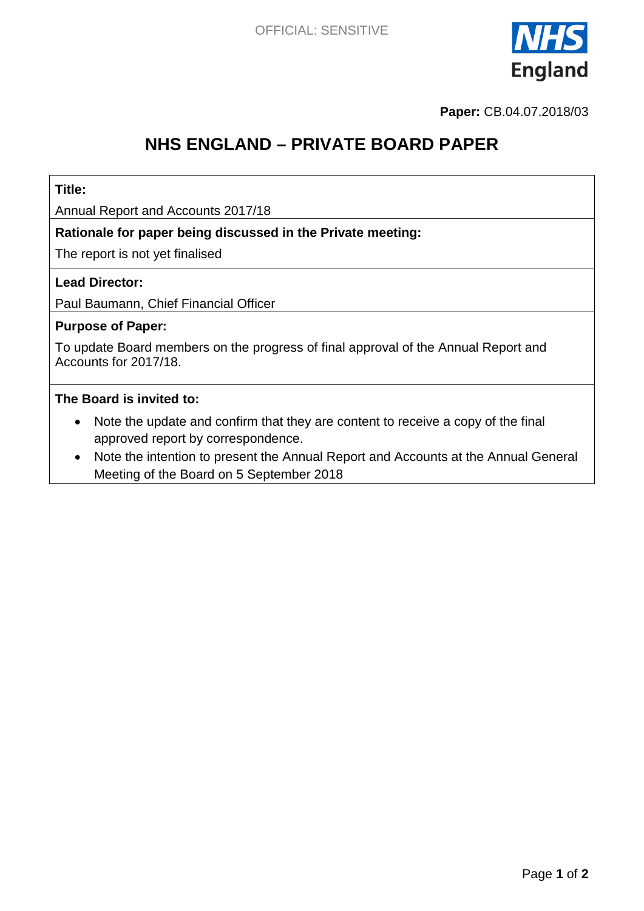OFFICIAL: SENSITIVE

**Paper:** CB.04.07.2018/03

# NHS ENGLAND – PRIVATE BOARD PAPER

**Title:**

Annual Report and Accounts 2017/18

**Rationale for paper being discussed in the Private meeting:**

The report is not yet finalised

**Lead Director:**

Paul Baumann, Chief Financial Officer

**Purpose of Paper:**

To update Board members on the progress of final approval of the Annual Report and Accounts for 2017/18.

**The Board is invited to:**

- Note the update and confirm that they are content to receive a copy of the final approved report by correspondence.
- Note the intention to present the Annual Report and Accounts at the Annual General Meeting of the Board on 5 September 2018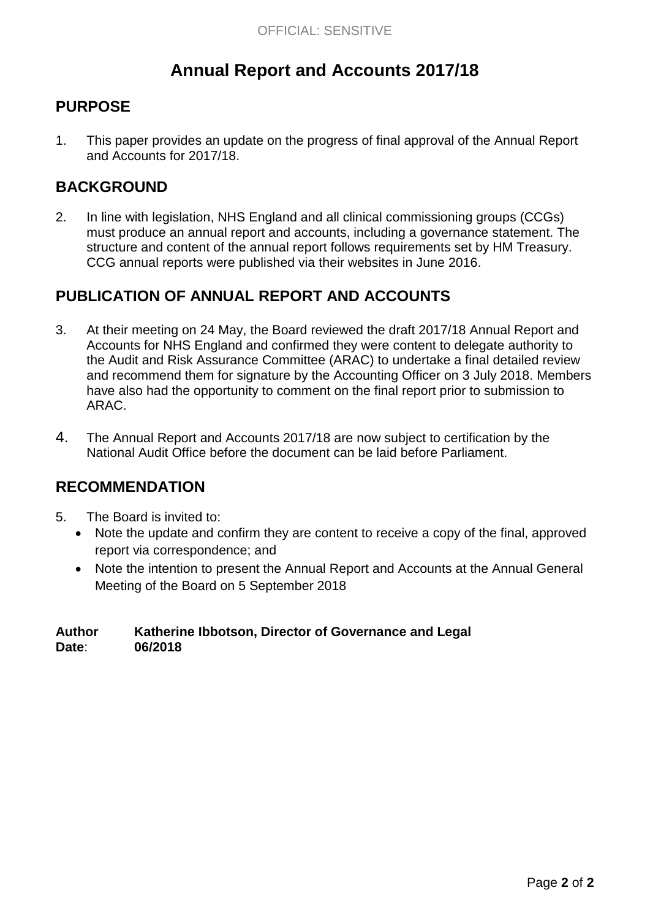# Annual Report and Accounts 2017/18

## PURPOSE

1. This paper provides an update on the progress of final approval of the Annual Report and Accounts for 2017/18.

## BACKGROUND

2. In line with legislation, NHS England and all clinical commissioning groups (CCGs) must produce an annual report and accounts, including a governance statement. The structure and content of the annual report follows requirements set by HM Treasury. CCG annual reports were published via their websites in June 2016.

## PUBLICATION OF ANNUAL REPORT AND ACCOUNTS

3. At their meeting on 24 May, the Board reviewed the draft 2017/18 Annual Report and Accounts for NHS England and confirmed they were content to delegate authority to the Audit and Risk Assurance Committee (ARAC) to undertake a final detailed review and recommend them for signature by the Accounting Officer on 3 July 2018. Members have also had the opportunity to comment on the final report prior to submission to ARAC.

4. The Annual Report and Accounts 2017/18 are now subject to certification by the National Audit Office before the document can be laid before Parliament.

## RECOMMENDATION

5. The Board is invited to:
   - Note the update and confirm they are content to receive a copy of the final, approved report via correspondence; and
   - Note the intention to present the Annual Report and Accounts at the Annual General Meeting of the Board on 5 September 2018

**Author** **Katherine Ibbotson, Director of Governance and Legal**
**Date**: **06/2018**